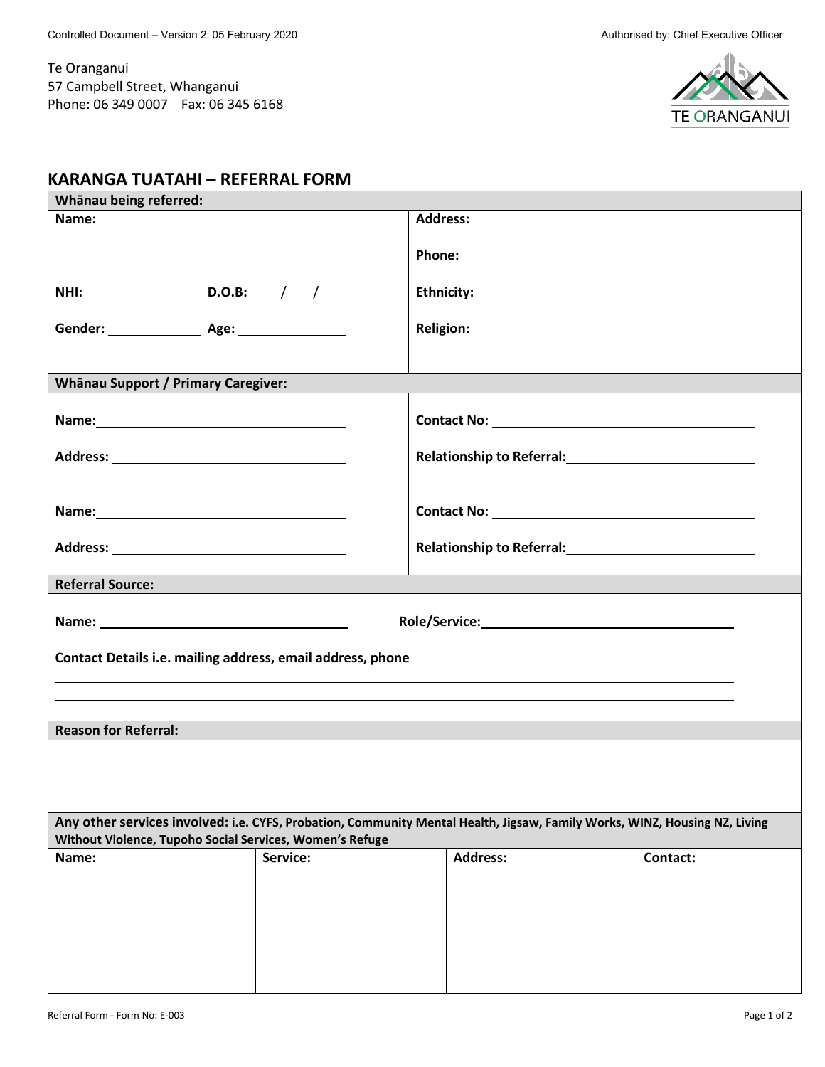Controlled Document – Version 2: 05 February 2020

Authorised by: Chief Executive Officer

Te Oranganui
57 Campbell Street, Whanganui
Phone: 06 349 0007    Fax: 06 345 6168

# KARANGA TUATAHI – REFERRAL FORM

**Whānau being referred:**

| | |
|---|---|
| **Name:** | **Address:**<br><br>**Phone:** |
| **NHI:** ______ **D.O.B:** ___/___/___<br><br>**Gender:** ______ **Age:** ______ | **Ethnicity:**<br><br>**Religion:** |

**Whānau Support / Primary Caregiver:**

| | |
|---|---|
| **Name:** ______<br><br>**Address:** ______ | **Contact No:** ______<br><br>**Relationship to Referral:** ______ |
| **Name:** ______<br><br>**Address:** ______ | **Contact No:** ______<br><br>**Relationship to Referral:** ______ |

**Referral Source:**

**Name:** ______ **Role/Service:** ______

**Contact Details i.e. mailing address, email address, phone**

______

______

**Reason for Referral:**

**Any other services involved:** i.e. CYFS, Probation, Community Mental Health, Jigsaw, Family Works, WINZ, Housing NZ, Living Without Violence, Tupoho Social Services, Women's Refuge

| Name: | Service: | Address: | Contact: |
|---|---|---|---|
| | | | |

Referral Form - Form No: E-003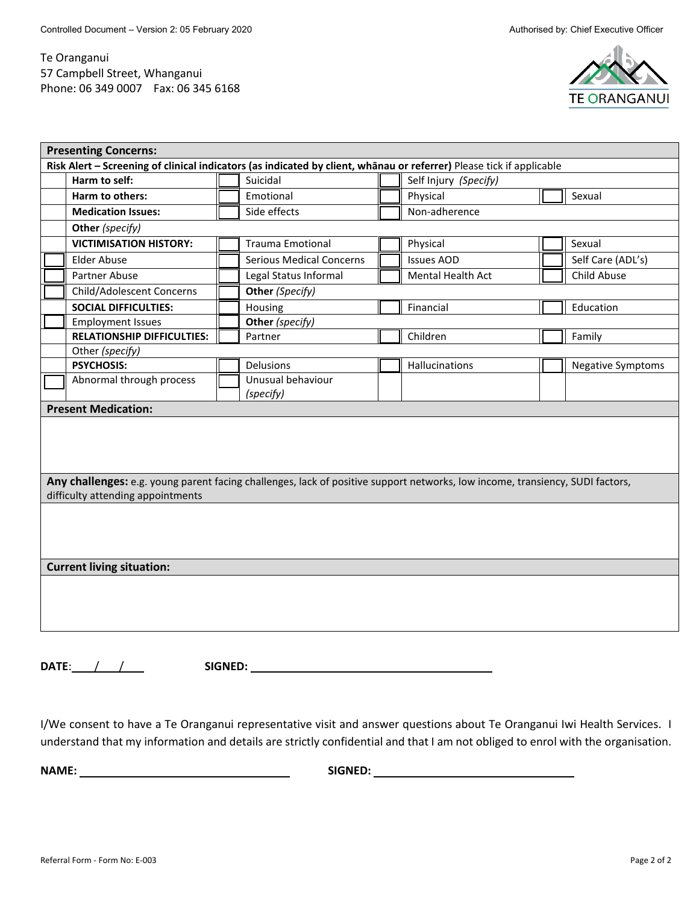Te Oranganui
57 Campbell Street, Whanganui
Phone: 06 349 0007    Fax: 06 345 6168

TE ORANGANUI

**Presenting Concerns:**

**Risk Alert – Screening of clinical indicators (as indicated by client, whānau or referrer)** Please tick if applicable

| | | | | | | |
|---|---|---|---|---|---|---|
| **Harm to self:** | ☐ | Suicidal | ☐ | Self Injury *(Specify)* | | |
| **Harm to others:** | ☐ | Emotional | ☐ | Physical | ☐ | Sexual |
| **Medication Issues:** | ☐ | Side effects | ☐ | Non-adherence | | |
| **Other** *(specify)* | | | | | | |
| **VICTIMISATION HISTORY:** | ☐ | Trauma Emotional | ☐ | Physical | ☐ | Sexual |
| ☐ Elder Abuse | ☐ | Serious Medical Concerns | ☐ | Issues AOD | ☐ | Self Care (ADL's) |
| ☐ Partner Abuse | ☐ | Legal Status Informal | ☐ | Mental Health Act | ☐ | Child Abuse |
| ☐ Child/Adolescent Concerns | ☐ | **Other** *(Specify)* | | | | |
| **SOCIAL DIFFICULTIES:** | ☐ | Housing | ☐ | Financial | ☐ | Education |
| ☐ Employment Issues | ☐ | **Other** *(specify)* | | | | |
| **RELATIONSHIP DIFFICULTIES:** | ☐ | Partner | ☐ | Children | ☐ | Family |
| Other *(specify)* | | | | | | |
| **PSYCHOSIS:** | ☐ | Delusions | ☐ | Hallucinations | ☐ | Negative Symptoms |
| ☐ Abnormal through process | ☐ | Unusual behaviour *(specify)* | | | | |

**Present Medication:**

**Any challenges:** e.g. young parent facing challenges, lack of positive support networks, low income, transiency, SUDI factors, difficulty attending appointments

**Current living situation:**

**DATE**: ____/____/____        **SIGNED:** ______________________________

I/We consent to have a Te Oranganui representative visit and answer questions about Te Oranganui Iwi Health Services. I understand that my information and details are strictly confidential and that I am not obliged to enrol with the organisation.

**NAME:** ______________________________        **SIGNED:** ______________________________